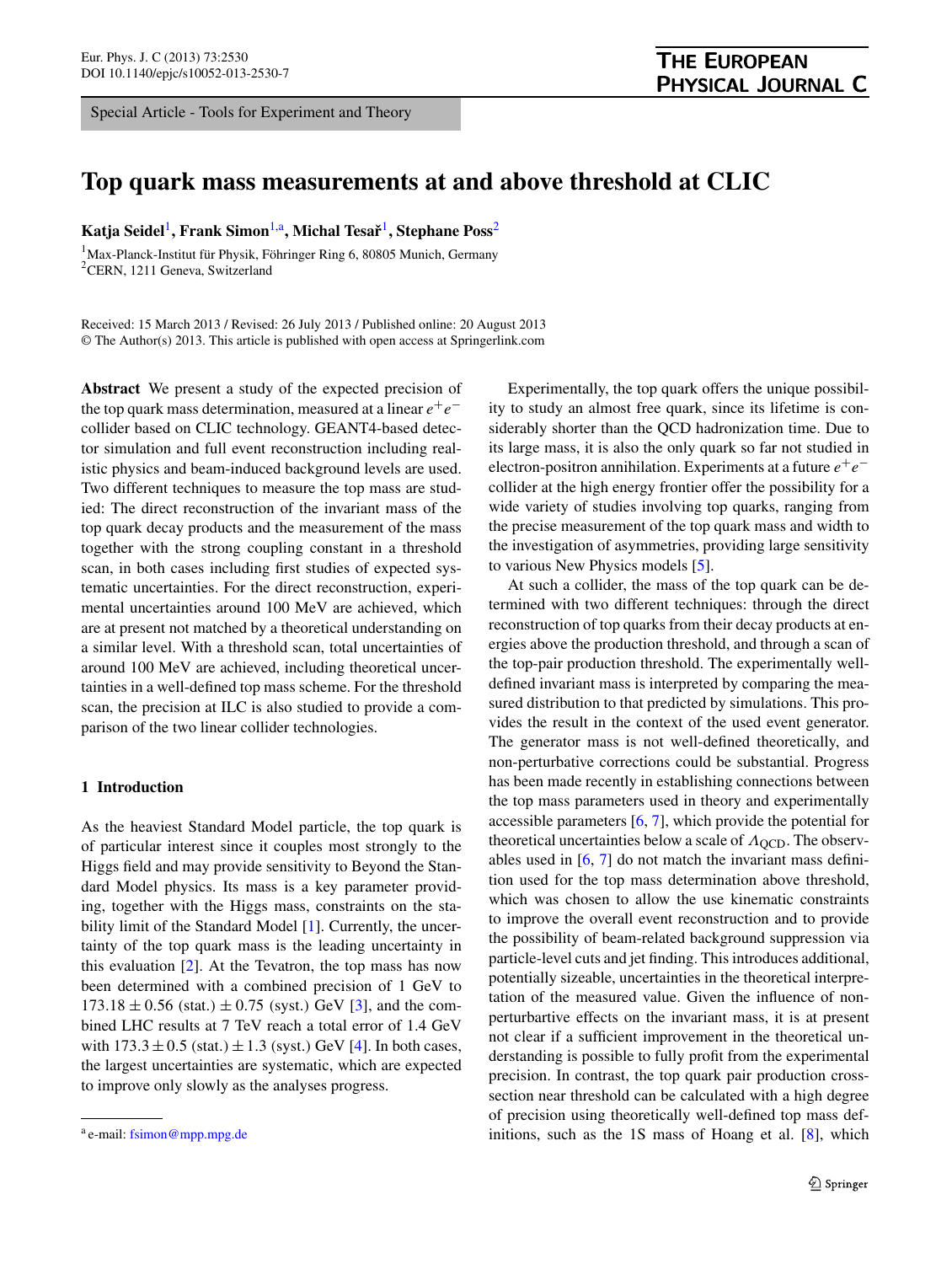Special Article - Tools for Experiment and Theory

# Top quark mass measurements at and above threshold at CLIC

**Katja Seidel**[1], **Frank Simon**[1,a], **Michal Tesař**[1], **Stephane Poss**[2]

[1]Max-Planck-Institut für Physik, Föhringer Ring 6, 80805 Munich, Germany
[2]CERN, 1211 Geneva, Switzerland

Received: 15 March 2013 / Revised: 26 July 2013 / Published online: 20 August 2013
© The Author(s) 2013. This article is published with open access at Springerlink.com

**Abstract** We present a study of the expected precision of the top quark mass determination, measured at a linear $e^+e^-$ collider based on CLIC technology. GEANT4-based detector simulation and full event reconstruction including realistic physics and beam-induced background levels are used. Two different techniques to measure the top mass are studied: The direct reconstruction of the invariant mass of the top quark decay products and the measurement of the mass together with the strong coupling constant in a threshold scan, in both cases including first studies of expected systematic uncertainties. For the direct reconstruction, experimental uncertainties around 100 MeV are achieved, which are at present not matched by a theoretical understanding on a similar level. With a threshold scan, total uncertainties of around 100 MeV are achieved, including theoretical uncertainties in a well-defined top mass scheme. For the threshold scan, the precision at ILC is also studied to provide a comparison of the two linear collider technologies.

## 1 Introduction

As the heaviest Standard Model particle, the top quark is of particular interest since it couples most strongly to the Higgs field and may provide sensitivity to Beyond the Standard Model physics. Its mass is a key parameter providing, together with the Higgs mass, constraints on the stability limit of the Standard Model [1]. Currently, the uncertainty of the top quark mass is the leading uncertainty in this evaluation [2]. At the Tevatron, the top mass has now been determined with a combined precision of 1 GeV to $173.18 \pm 0.56$ (stat.) $\pm 0.75$ (syst.) GeV [3], and the combined LHC results at 7 TeV reach a total error of 1.4 GeV with $173.3 \pm 0.5$ (stat.) $\pm 1.3$ (syst.) GeV [4]. In both cases, the largest uncertainties are systematic, which are expected to improve only slowly as the analyses progress.

Experimentally, the top quark offers the unique possibility to study an almost free quark, since its lifetime is considerably shorter than the QCD hadronization time. Due to its large mass, it is also the only quark so far not studied in electron-positron annihilation. Experiments at a future $e^+e^-$ collider at the high energy frontier offer the possibility for a wide variety of studies involving top quarks, ranging from the precise measurement of the top quark mass and width to the investigation of asymmetries, providing large sensitivity to various New Physics models [5].

At such a collider, the mass of the top quark can be determined with two different techniques: through the direct reconstruction of top quarks from their decay products at energies above the production threshold, and through a scan of the top-pair production threshold. The experimentally well-defined invariant mass is interpreted by comparing the measured distribution to that predicted by simulations. This provides the result in the context of the used event generator. The generator mass is not well-defined theoretically, and non-perturbative corrections could be substantial. Progress has been made recently in establishing connections between the top mass parameters used in theory and experimentally accessible parameters [6, 7], which provide the potential for theoretical uncertainties below a scale of $\Lambda_{\mathrm{QCD}}$. The observables used in [6, 7] do not match the invariant mass definition used for the top mass determination above threshold, which was chosen to allow the use kinematic constraints to improve the overall event reconstruction and to provide the possibility of beam-related background suppression via particle-level cuts and jet finding. This introduces additional, potentially sizeable, uncertainties in the theoretical interpretation of the measured value. Given the influence of nonperturbartive effects on the invariant mass, it is at present not clear if a sufficient improvement in the theoretical understanding is possible to fully profit from the experimental precision. In contrast, the top quark pair production cross-section near threshold can be calculated with a high degree of precision using theoretically well-defined top mass definitions, such as the 1S mass of Hoang et al. [8], which

[a] e-mail: fsimon@mpp.mpg.de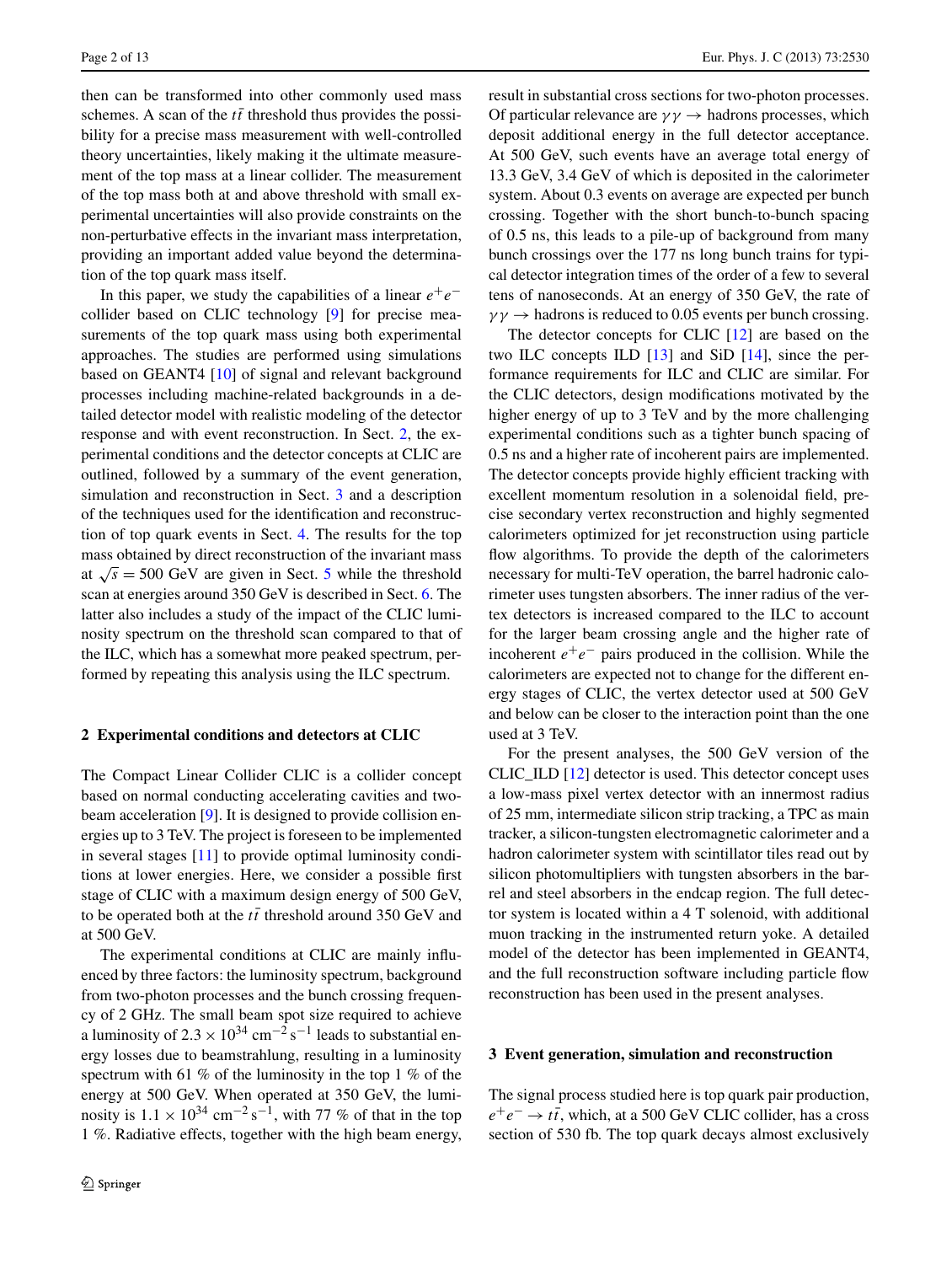then can be transformed into other commonly used mass schemes. A scan of the $t\bar{t}$ threshold thus provides the possibility for a precise mass measurement with well-controlled theory uncertainties, likely making it the ultimate measurement of the top mass at a linear collider. The measurement of the top mass both at and above threshold with small experimental uncertainties will also provide constraints on the non-perturbative effects in the invariant mass interpretation, providing an important added value beyond the determination of the top quark mass itself.

In this paper, we study the capabilities of a linear $e^+e^-$ collider based on CLIC technology [9] for precise measurements of the top quark mass using both experimental approaches. The studies are performed using simulations based on GEANT4 [10] of signal and relevant background processes including machine-related backgrounds in a detailed detector model with realistic modeling of the detector response and with event reconstruction. In Sect. 2, the experimental conditions and the detector concepts at CLIC are outlined, followed by a summary of the event generation, simulation and reconstruction in Sect. 3 and a description of the techniques used for the identification and reconstruction of top quark events in Sect. 4. The results for the top mass obtained by direct reconstruction of the invariant mass at $\sqrt{s} = 500$ GeV are given in Sect. 5 while the threshold scan at energies around 350 GeV is described in Sect. 6. The latter also includes a study of the impact of the CLIC luminosity spectrum on the threshold scan compared to that of the ILC, which has a somewhat more peaked spectrum, performed by repeating this analysis using the ILC spectrum.

## 2 Experimental conditions and detectors at CLIC

The Compact Linear Collider CLIC is a collider concept based on normal conducting accelerating cavities and two-beam acceleration [9]. It is designed to provide collision energies up to 3 TeV. The project is foreseen to be implemented in several stages [11] to provide optimal luminosity conditions at lower energies. Here, we consider a possible first stage of CLIC with a maximum design energy of 500 GeV, to be operated both at the $t\bar{t}$ threshold around 350 GeV and at 500 GeV.

The experimental conditions at CLIC are mainly influenced by three factors: the luminosity spectrum, background from two-photon processes and the bunch crossing frequency of 2 GHz. The small beam spot size required to achieve a luminosity of $2.3 \times 10^{34}\ \mathrm{cm}^{-2}\,\mathrm{s}^{-1}$ leads to substantial energy losses due to beamstrahlung, resulting in a luminosity spectrum with 61 % of the luminosity in the top 1 % of the energy at 500 GeV. When operated at 350 GeV, the luminosity is $1.1 \times 10^{34}\ \mathrm{cm}^{-2}\,\mathrm{s}^{-1}$, with 77 % of that in the top 1 %. Radiative effects, together with the high beam energy, result in substantial cross sections for two-photon processes. Of particular relevance are $\gamma\gamma \rightarrow$ hadrons processes, which deposit additional energy in the full detector acceptance. At 500 GeV, such events have an average total energy of 13.3 GeV, 3.4 GeV of which is deposited in the calorimeter system. About 0.3 events on average are expected per bunch crossing. Together with the short bunch-to-bunch spacing of 0.5 ns, this leads to a pile-up of background from many bunch crossings over the 177 ns long bunch trains for typical detector integration times of the order of a few to several tens of nanoseconds. At an energy of 350 GeV, the rate of $\gamma\gamma \rightarrow$ hadrons is reduced to 0.05 events per bunch crossing.

The detector concepts for CLIC [12] are based on the two ILC concepts ILD [13] and SiD [14], since the performance requirements for ILC and CLIC are similar. For the CLIC detectors, design modifications motivated by the higher energy of up to 3 TeV and by the more challenging experimental conditions such as a tighter bunch spacing of 0.5 ns and a higher rate of incoherent pairs are implemented. The detector concepts provide highly efficient tracking with excellent momentum resolution in a solenoidal field, precise secondary vertex reconstruction and highly segmented calorimeters optimized for jet reconstruction using particle flow algorithms. To provide the depth of the calorimeters necessary for multi-TeV operation, the barrel hadronic calorimeter uses tungsten absorbers. The inner radius of the vertex detectors is increased compared to the ILC to account for the larger beam crossing angle and the higher rate of incoherent $e^+e^-$ pairs produced in the collision. While the calorimeters are expected not to change for the different energy stages of CLIC, the vertex detector used at 500 GeV and below can be closer to the interaction point than the one used at 3 TeV.

For the present analyses, the 500 GeV version of the CLIC_ILD [12] detector is used. This detector concept uses a low-mass pixel vertex detector with an innermost radius of 25 mm, intermediate silicon strip tracking, a TPC as main tracker, a silicon-tungsten electromagnetic calorimeter and a hadron calorimeter system with scintillator tiles read out by silicon photomultipliers with tungsten absorbers in the barrel and steel absorbers in the endcap region. The full detector system is located within a 4 T solenoid, with additional muon tracking in the instrumented return yoke. A detailed model of the detector has been implemented in GEANT4, and the full reconstruction software including particle flow reconstruction has been used in the present analyses.

## 3 Event generation, simulation and reconstruction

The signal process studied here is top quark pair production, $e^+e^- \rightarrow t\bar{t}$, which, at a 500 GeV CLIC collider, has a cross section of 530 fb. The top quark decays almost exclusively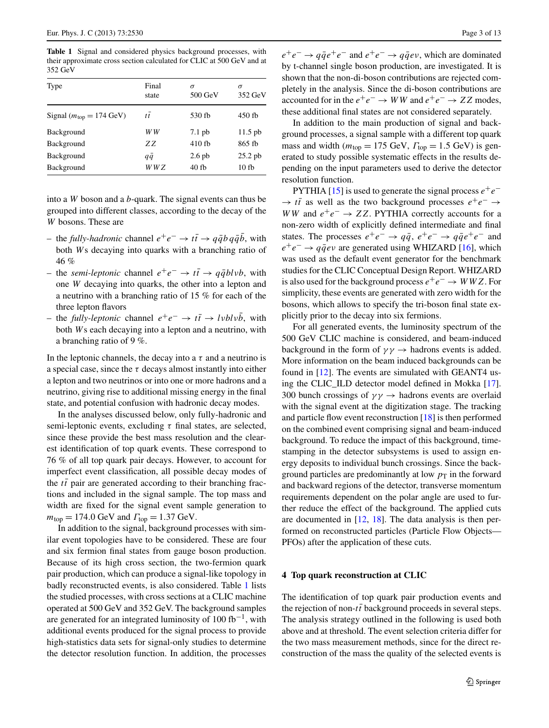**Table 1** Signal and considered physics background processes, with their approximate cross section calculated for CLIC at 500 GeV and at 352 GeV

| Type | Final state | $\sigma$ 500 GeV | $\sigma$ 352 GeV |
|---|---|---|---|
| Signal ($m_{\text{top}} = 174$ GeV) | $t\bar{t}$ | 530 fb | 450 fb |
| Background | $WW$ | 7.1 pb | 11.5 pb |
| Background | $ZZ$ | 410 fb | 865 fb |
| Background | $q\bar{q}$ | 2.6 pb | 25.2 pb |
| Background | $WWZ$ | 40 fb | 10 fb |

into a $W$ boson and a $b$-quark. The signal events can thus be grouped into different classes, according to the decay of the $W$ bosons. These are

- the *fully-hadronic* channel $e^+e^- \to t\bar{t} \to q\bar{q}bq\bar{q}\bar{b}$, with both $W$s decaying into quarks with a branching ratio of 46 %
- the *semi-leptonic* channel $e^+e^- \to t\bar{t} \to q\bar{q}bl\nu b$, with one $W$ decaying into quarks, the other into a lepton and a neutrino with a branching ratio of 15 % for each of the three lepton flavors
- the *fully-leptonic* channel $e^+e^- \to t\bar{t} \to l\nu bl\nu\bar{b}$, with both $W$s each decaying into a lepton and a neutrino, with a branching ratio of 9 %.

In the leptonic channels, the decay into a $\tau$ and a neutrino is a special case, since the $\tau$ decays almost instantly into either a lepton and two neutrinos or into one or more hadrons and a neutrino, giving rise to additional missing energy in the final state, and potential confusion with hadronic decay modes.

In the analyses discussed below, only fully-hadronic and semi-leptonic events, excluding $\tau$ final states, are selected, since these provide the best mass resolution and the clearest identification of top quark events. These correspond to 76 % of all top quark pair decays. However, to account for imperfect event classification, all possible decay modes of the $t\bar{t}$ pair are generated according to their branching fractions and included in the signal sample. The top mass and width are fixed for the signal event sample generation to $m_{\text{top}} = 174.0$ GeV and $\Gamma_{\text{top}} = 1.37$ GeV.

In addition to the signal, background processes with similar event topologies have to be considered. These are four and six fermion final states from gauge boson production. Because of its high cross section, the two-fermion quark pair production, which can produce a signal-like topology in badly reconstructed events, is also considered. Table 1 lists the studied processes, with cross sections at a CLIC machine operated at 500 GeV and 352 GeV. The background samples are generated for an integrated luminosity of 100 fb$^{-1}$, with additional events produced for the signal process to provide high-statistics data sets for signal-only studies to determine the detector resolution function. In addition, the processes $e^+e^- \to q\bar{q}e^+e^-$ and $e^+e^- \to q\bar{q}e\nu$, which are dominated by t-channel single boson production, are investigated. It is shown that the non-di-boson contributions are rejected completely in the analysis. Since the di-boson contributions are accounted for in the $e^+e^- \to WW$ and $e^+e^- \to ZZ$ modes, these additional final states are not considered separately.

In addition to the main production of signal and background processes, a signal sample with a different top quark mass and width ($m_{\text{top}} = 175$ GeV, $\Gamma_{\text{top}} = 1.5$ GeV) is generated to study possible systematic effects in the results depending on the input parameters used to derive the detector resolution function.

PYTHIA [15] is used to generate the signal process $e^+e^- \to t\bar{t}$ as well as the two background processes $e^+e^- \to WW$ and $e^+e^- \to ZZ$. PYTHIA correctly accounts for a non-zero width of explicitly defined intermediate and final states. The processes $e^+e^- \to q\bar{q}$, $e^+e^- \to q\bar{q}e^+e^-$ and $e^+e^- \to q\bar{q}e\nu$ are generated using WHIZARD [16], which was used as the default event generator for the benchmark studies for the CLIC Conceptual Design Report. WHIZARD is also used for the background process $e^+e^- \to WWZ$. For simplicity, these events are generated with zero width for the bosons, which allows to specify the tri-boson final state explicitly prior to the decay into six fermions.

For all generated events, the luminosity spectrum of the 500 GeV CLIC machine is considered, and beam-induced background in the form of $\gamma\gamma \to$ hadrons events is added. More information on the beam induced backgrounds can be found in [12]. The events are simulated with GEANT4 using the CLIC_ILD detector model defined in Mokka [17]. 300 bunch crossings of $\gamma\gamma \to$ hadrons events are overlaid with the signal event at the digitization stage. The tracking and particle flow event reconstruction [18] is then performed on the combined event comprising signal and beam-induced background. To reduce the impact of this background, time-stamping in the detector subsystems is used to assign energy deposits to individual bunch crossings. Since the background particles are predominantly at low $p_T$ in the forward and backward regions of the detector, transverse momentum requirements dependent on the polar angle are used to further reduce the effect of the background. The applied cuts are documented in [12, 18]. The data analysis is then performed on reconstructed particles (Particle Flow Objects—PFOs) after the application of these cuts.

## 4 Top quark reconstruction at CLIC

The identification of top quark pair production events and the rejection of non-$t\bar{t}$ background proceeds in several steps. The analysis strategy outlined in the following is used both above and at threshold. The event selection criteria differ for the two mass measurement methods, since for the direct reconstruction of the mass the quality of the selected events is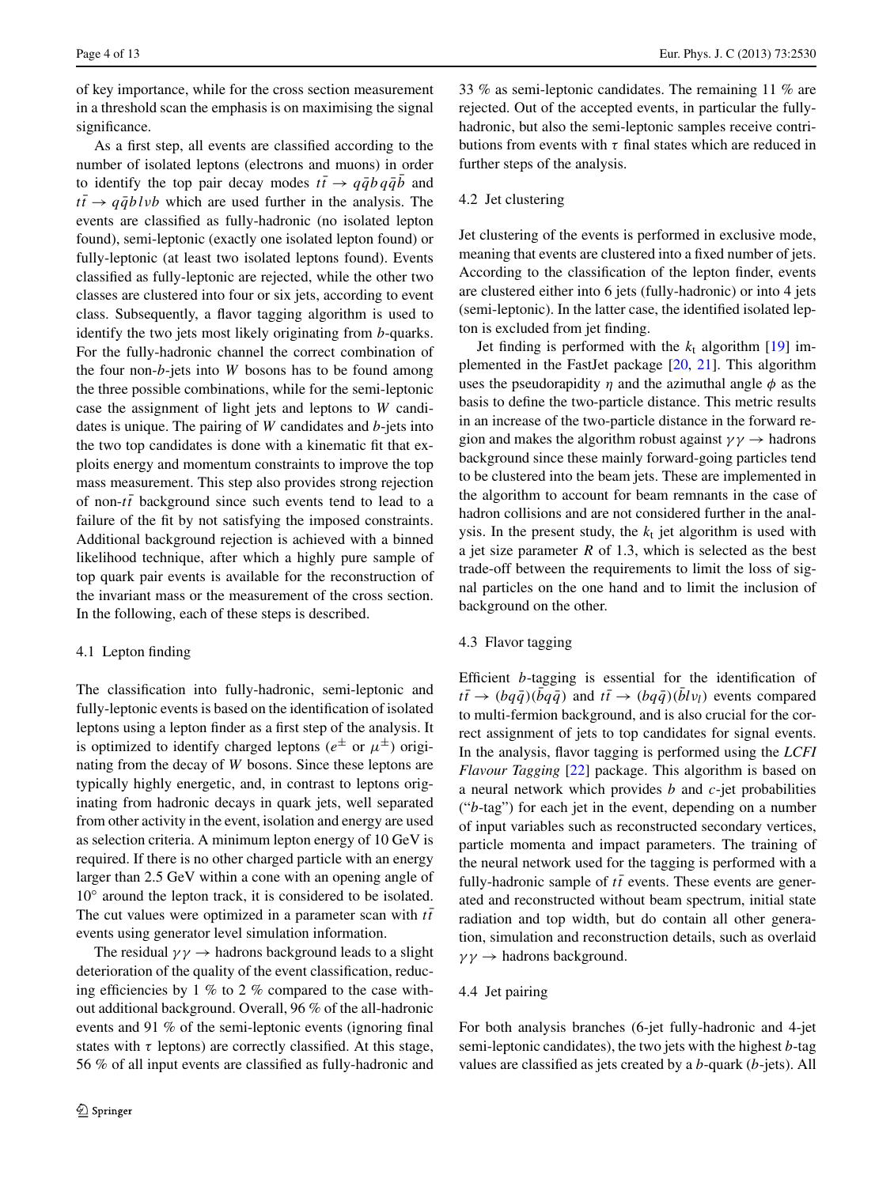of key importance, while for the cross section measurement in a threshold scan the emphasis is on maximising the signal significance.

As a first step, all events are classified according to the number of isolated leptons (electrons and muons) in order to identify the top pair decay modes $t\bar{t} \to q\bar{q}bq\bar{q}\bar{b}$ and $t\bar{t} \to q\bar{q}bl\nu b$ which are used further in the analysis. The events are classified as fully-hadronic (no isolated lepton found), semi-leptonic (exactly one isolated lepton found) or fully-leptonic (at least two isolated leptons found). Events classified as fully-leptonic are rejected, while the other two classes are clustered into four or six jets, according to event class. Subsequently, a flavor tagging algorithm is used to identify the two jets most likely originating from $b$-quarks. For the fully-hadronic channel the correct combination of the four non-$b$-jets into $W$ bosons has to be found among the three possible combinations, while for the semi-leptonic case the assignment of light jets and leptons to $W$ candidates is unique. The pairing of $W$ candidates and $b$-jets into the two top candidates is done with a kinematic fit that exploits energy and momentum constraints to improve the top mass measurement. This step also provides strong rejection of non-$t\bar{t}$ background since such events tend to lead to a failure of the fit by not satisfying the imposed constraints. Additional background rejection is achieved with a binned likelihood technique, after which a highly pure sample of top quark pair events is available for the reconstruction of the invariant mass or the measurement of the cross section. In the following, each of these steps is described.

### 4.1 Lepton finding

The classification into fully-hadronic, semi-leptonic and fully-leptonic events is based on the identification of isolated leptons using a lepton finder as a first step of the analysis. It is optimized to identify charged leptons ($e^{\pm}$ or $\mu^{\pm}$) originating from the decay of $W$ bosons. Since these leptons are typically highly energetic, and, in contrast to leptons originating from hadronic decays in quark jets, well separated from other activity in the event, isolation and energy are used as selection criteria. A minimum lepton energy of 10 GeV is required. If there is no other charged particle with an energy larger than 2.5 GeV within a cone with an opening angle of 10° around the lepton track, it is considered to be isolated. The cut values were optimized in a parameter scan with $t\bar{t}$ events using generator level simulation information.

The residual $\gamma\gamma \to$ hadrons background leads to a slight deterioration of the quality of the event classification, reducing efficiencies by 1 % to 2 % compared to the case without additional background. Overall, 96 % of the all-hadronic events and 91 % of the semi-leptonic events (ignoring final states with $\tau$ leptons) are correctly classified. At this stage, 56 % of all input events are classified as fully-hadronic and 33 % as semi-leptonic candidates. The remaining 11 % are rejected. Out of the accepted events, in particular the fully-hadronic, but also the semi-leptonic samples receive contributions from events with $\tau$ final states which are reduced in further steps of the analysis.

### 4.2 Jet clustering

Jet clustering of the events is performed in exclusive mode, meaning that events are clustered into a fixed number of jets. According to the classification of the lepton finder, events are clustered either into 6 jets (fully-hadronic) or into 4 jets (semi-leptonic). In the latter case, the identified isolated lepton is excluded from jet finding.

Jet finding is performed with the $k_t$ algorithm [19] implemented in the FastJet package [20, 21]. This algorithm uses the pseudorapidity $\eta$ and the azimuthal angle $\phi$ as the basis to define the two-particle distance. This metric results in an increase of the two-particle distance in the forward region and makes the algorithm robust against $\gamma\gamma \to$ hadrons background since these mainly forward-going particles tend to be clustered into the beam jets. These are implemented in the algorithm to account for beam remnants in the case of hadron collisions and are not considered further in the analysis. In the present study, the $k_t$ jet algorithm is used with a jet size parameter $R$ of 1.3, which is selected as the best trade-off between the requirements to limit the loss of signal particles on the one hand and to limit the inclusion of background on the other.

### 4.3 Flavor tagging

Efficient $b$-tagging is essential for the identification of $t\bar{t} \to (bq\bar{q})(\bar{b}q\bar{q})$ and $t\bar{t} \to (bq\bar{q})(\bar{b}l\nu_l)$ events compared to multi-fermion background, and is also crucial for the correct assignment of jets to top candidates for signal events. In the analysis, flavor tagging is performed using the *LCFI Flavour Tagging* [22] package. This algorithm is based on a neural network which provides $b$ and $c$-jet probabilities ("$b$-tag") for each jet in the event, depending on a number of input variables such as reconstructed secondary vertices, particle momenta and impact parameters. The training of the neural network used for the tagging is performed with a fully-hadronic sample of $t\bar{t}$ events. These events are generated and reconstructed without beam spectrum, initial state radiation and top width, but do contain all other generation, simulation and reconstruction details, such as overlaid $\gamma\gamma \to$ hadrons background.

### 4.4 Jet pairing

For both analysis branches (6-jet fully-hadronic and 4-jet semi-leptonic candidates), the two jets with the highest $b$-tag values are classified as jets created by a $b$-quark ($b$-jets). All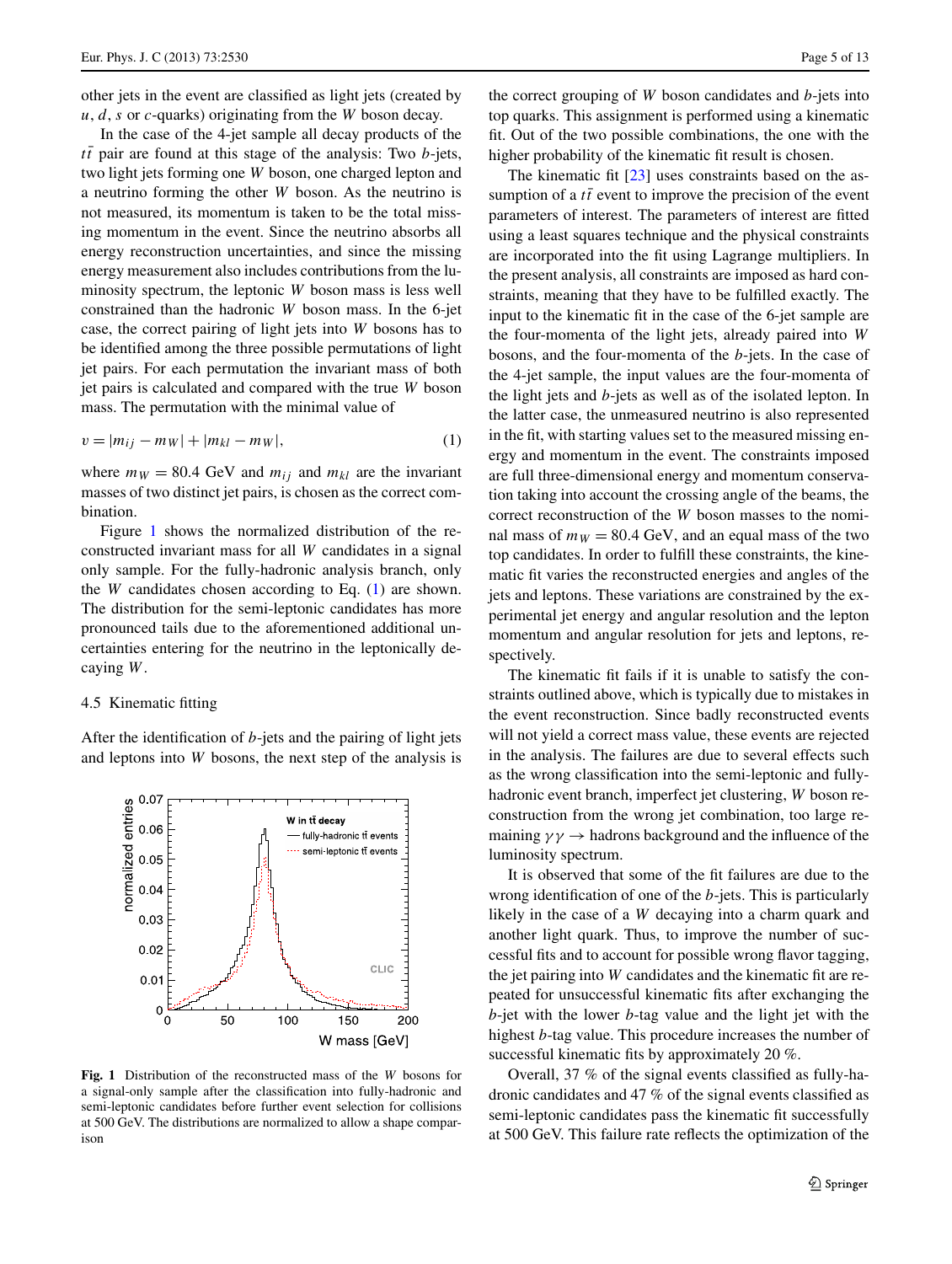other jets in the event are classified as light jets (created by $u$, $d$, $s$ or $c$-quarks) originating from the $W$ boson decay.

In the case of the 4-jet sample all decay products of the $t\bar{t}$ pair are found at this stage of the analysis: Two $b$-jets, two light jets forming one $W$ boson, one charged lepton and a neutrino forming the other $W$ boson. As the neutrino is not measured, its momentum is taken to be the total missing momentum in the event. Since the neutrino absorbs all energy reconstruction uncertainties, and since the missing energy measurement also includes contributions from the luminosity spectrum, the leptonic $W$ boson mass is less well constrained than the hadronic $W$ boson mass. In the 6-jet case, the correct pairing of light jets into $W$ bosons has to be identified among the three possible permutations of light jet pairs. For each permutation the invariant mass of both jet pairs is calculated and compared with the true $W$ boson mass. The permutation with the minimal value of

$$v = |m_{ij} - m_W| + |m_{kl} - m_W|, \tag{1}$$

where $m_W = 80.4$ GeV and $m_{ij}$ and $m_{kl}$ are the invariant masses of two distinct jet pairs, is chosen as the correct combination.

Figure 1 shows the normalized distribution of the reconstructed invariant mass for all $W$ candidates in a signal only sample. For the fully-hadronic analysis branch, only the $W$ candidates chosen according to Eq. (1) are shown. The distribution for the semi-leptonic candidates has more pronounced tails due to the aforementioned additional uncertainties entering for the neutrino in the leptonically decaying $W$.

### 4.5 Kinematic fitting

After the identification of $b$-jets and the pairing of light jets and leptons into $W$ bosons, the next step of the analysis is the correct grouping of $W$ boson candidates and $b$-jets into top quarks. This assignment is performed using a kinematic fit. Out of the two possible combinations, the one with the higher probability of the kinematic fit result is chosen.

**Fig. 1** Distribution of the reconstructed mass of the $W$ bosons for a signal-only sample after the classification into fully-hadronic and semi-leptonic candidates before further event selection for collisions at 500 GeV. The distributions are normalized to allow a shape comparison

The kinematic fit [23] uses constraints based on the assumption of a $t\bar{t}$ event to improve the precision of the event parameters of interest. The parameters of interest are fitted using a least squares technique and the physical constraints are incorporated into the fit using Lagrange multipliers. In the present analysis, all constraints are imposed as hard constraints, meaning that they have to be fulfilled exactly. The input to the kinematic fit in the case of the 6-jet sample are the four-momenta of the light jets, already paired into $W$ bosons, and the four-momenta of the $b$-jets. In the case of the 4-jet sample, the input values are the four-momenta of the light jets and $b$-jets as well as of the isolated lepton. In the latter case, the unmeasured neutrino is also represented in the fit, with starting values set to the measured missing energy and momentum in the event. The constraints imposed are full three-dimensional energy and momentum conservation taking into account the crossing angle of the beams, the correct reconstruction of the $W$ boson masses to the nominal mass of $m_W = 80.4$ GeV, and an equal mass of the two top candidates. In order to fulfill these constraints, the kinematic fit varies the reconstructed energies and angles of the jets and leptons. These variations are constrained by the experimental jet energy and angular resolution and the lepton momentum and angular resolution for jets and leptons, respectively.

The kinematic fit fails if it is unable to satisfy the constraints outlined above, which is typically due to mistakes in the event reconstruction. Since badly reconstructed events will not yield a correct mass value, these events are rejected in the analysis. The failures are due to several effects such as the wrong classification into the semi-leptonic and fully-hadronic event branch, imperfect jet clustering, $W$ boson reconstruction from the wrong jet combination, too large remaining $\gamma\gamma \rightarrow$ hadrons background and the influence of the luminosity spectrum.

It is observed that some of the fit failures are due to the wrong identification of one of the $b$-jets. This is particularly likely in the case of a $W$ decaying into a charm quark and another light quark. Thus, to improve the number of successful fits and to account for possible wrong flavor tagging, the jet pairing into $W$ candidates and the kinematic fit are repeated for unsuccessful kinematic fits after exchanging the $b$-jet with the lower $b$-tag value and the light jet with the highest $b$-tag value. This procedure increases the number of successful kinematic fits by approximately 20 %.

Overall, 37 % of the signal events classified as fully-hadronic candidates and 47 % of the signal events classified as semi-leptonic candidates pass the kinematic fit successfully at 500 GeV. This failure rate reflects the optimization of the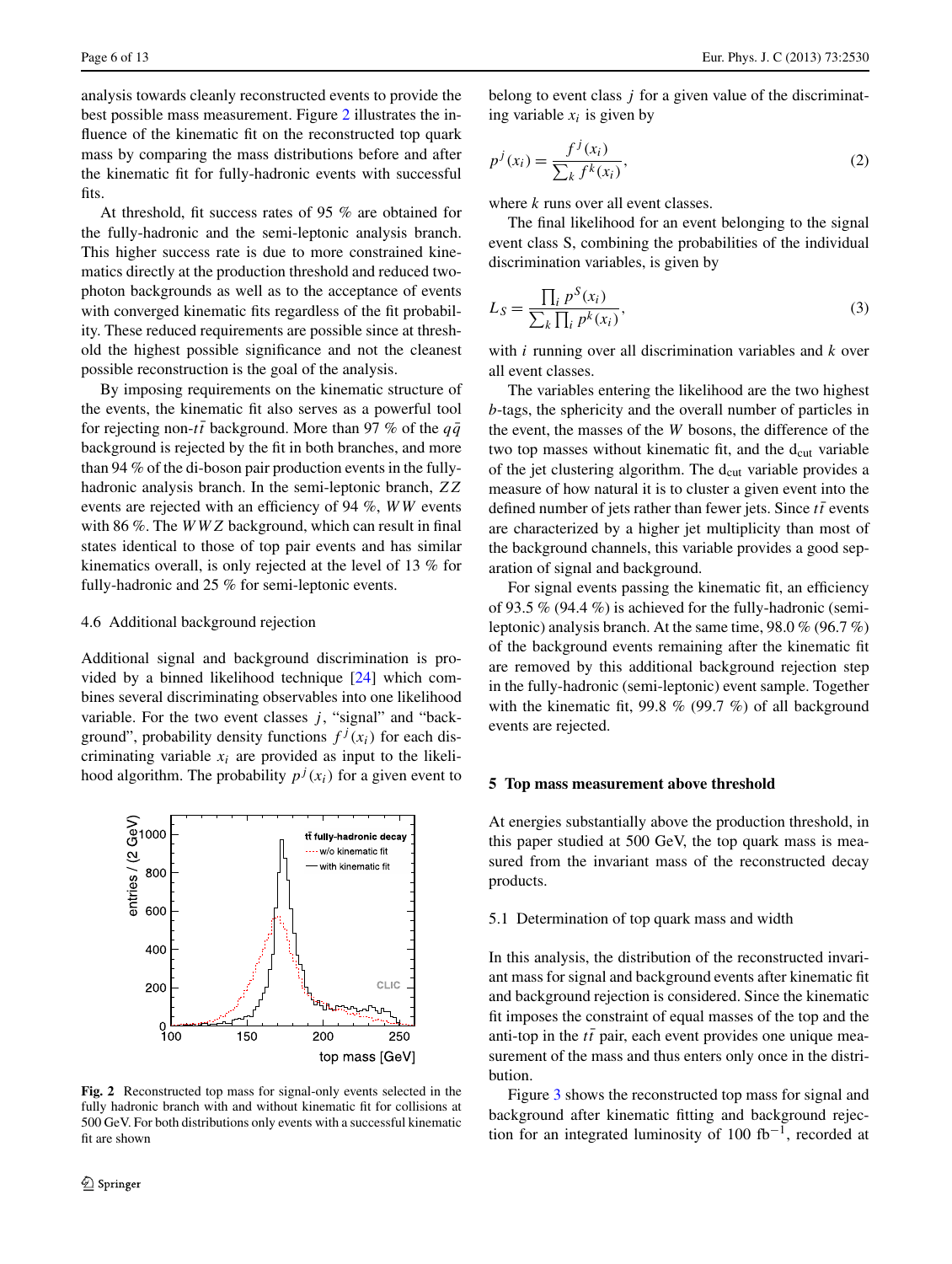analysis towards cleanly reconstructed events to provide the best possible mass measurement. Figure 2 illustrates the influence of the kinematic fit on the reconstructed top quark mass by comparing the mass distributions before and after the kinematic fit for fully-hadronic events with successful fits.

At threshold, fit success rates of 95 % are obtained for the fully-hadronic and the semi-leptonic analysis branch. This higher success rate is due to more constrained kinematics directly at the production threshold and reduced two-photon backgrounds as well as to the acceptance of events with converged kinematic fits regardless of the fit probability. These reduced requirements are possible since at threshold the highest possible significance and not the cleanest possible reconstruction is the goal of the analysis.

By imposing requirements on the kinematic structure of the events, the kinematic fit also serves as a powerful tool for rejecting non-$t\bar{t}$ background. More than 97 % of the $q\bar{q}$ background is rejected by the fit in both branches, and more than 94 % of the di-boson pair production events in the fully-hadronic analysis branch. In the semi-leptonic branch, $ZZ$ events are rejected with an efficiency of 94 %, $WW$ events with 86 %. The $WWZ$ background, which can result in final states identical to those of top pair events and has similar kinematics overall, is only rejected at the level of 13 % for fully-hadronic and 25 % for semi-leptonic events.

### 4.6 Additional background rejection

Additional signal and background discrimination is provided by a binned likelihood technique [24] which combines several discriminating observables into one likelihood variable. For the two event classes $j$, "signal" and "background", probability density functions $f^j(x_i)$ for each discriminating variable $x_i$ are provided as input to the likelihood algorithm. The probability $p^j(x_i)$ for a given event to belong to event class $j$ for a given value of the discriminating variable $x_i$ is given by

$$p^j(x_i) = \frac{f^j(x_i)}{\sum_k f^k(x_i)}, \tag{2}$$

where $k$ runs over all event classes.

The final likelihood for an event belonging to the signal event class S, combining the probabilities of the individual discrimination variables, is given by

$$L_S = \frac{\prod_i p^S(x_i)}{\sum_k \prod_i p^k(x_i)}, \tag{3}$$

with $i$ running over all discrimination variables and $k$ over all event classes.

The variables entering the likelihood are the two highest $b$-tags, the sphericity and the overall number of particles in the event, the masses of the $W$ bosons, the difference of the two top masses without kinematic fit, and the $d_{cut}$ variable of the jet clustering algorithm. The $d_{cut}$ variable provides a measure of how natural it is to cluster a given event into the defined number of jets rather than fewer jets. Since $t\bar{t}$ events are characterized by a higher jet multiplicity than most of the background channels, this variable provides a good separation of signal and background.

For signal events passing the kinematic fit, an efficiency of 93.5 % (94.4 %) is achieved for the fully-hadronic (semi-leptonic) analysis branch. At the same time, 98.0 % (96.7 %) of the background events remaining after the kinematic fit are removed by this additional background rejection step in the fully-hadronic (semi-leptonic) event sample. Together with the kinematic fit, 99.8 % (99.7 %) of all background events are rejected.

**Fig. 2** Reconstructed top mass for signal-only events selected in the fully hadronic branch with and without kinematic fit for collisions at 500 GeV. For both distributions only events with a successful kinematic fit are shown

## 5 Top mass measurement above threshold

At energies substantially above the production threshold, in this paper studied at 500 GeV, the top quark mass is measured from the invariant mass of the reconstructed decay products.

### 5.1 Determination of top quark mass and width

In this analysis, the distribution of the reconstructed invariant mass for signal and background events after kinematic fit and background rejection is considered. Since the kinematic fit imposes the constraint of equal masses of the top and the anti-top in the $t\bar{t}$ pair, each event provides one unique measurement of the mass and thus enters only once in the distribution.

Figure 3 shows the reconstructed top mass for signal and background after kinematic fitting and background rejection for an integrated luminosity of 100 fb$^{-1}$, recorded at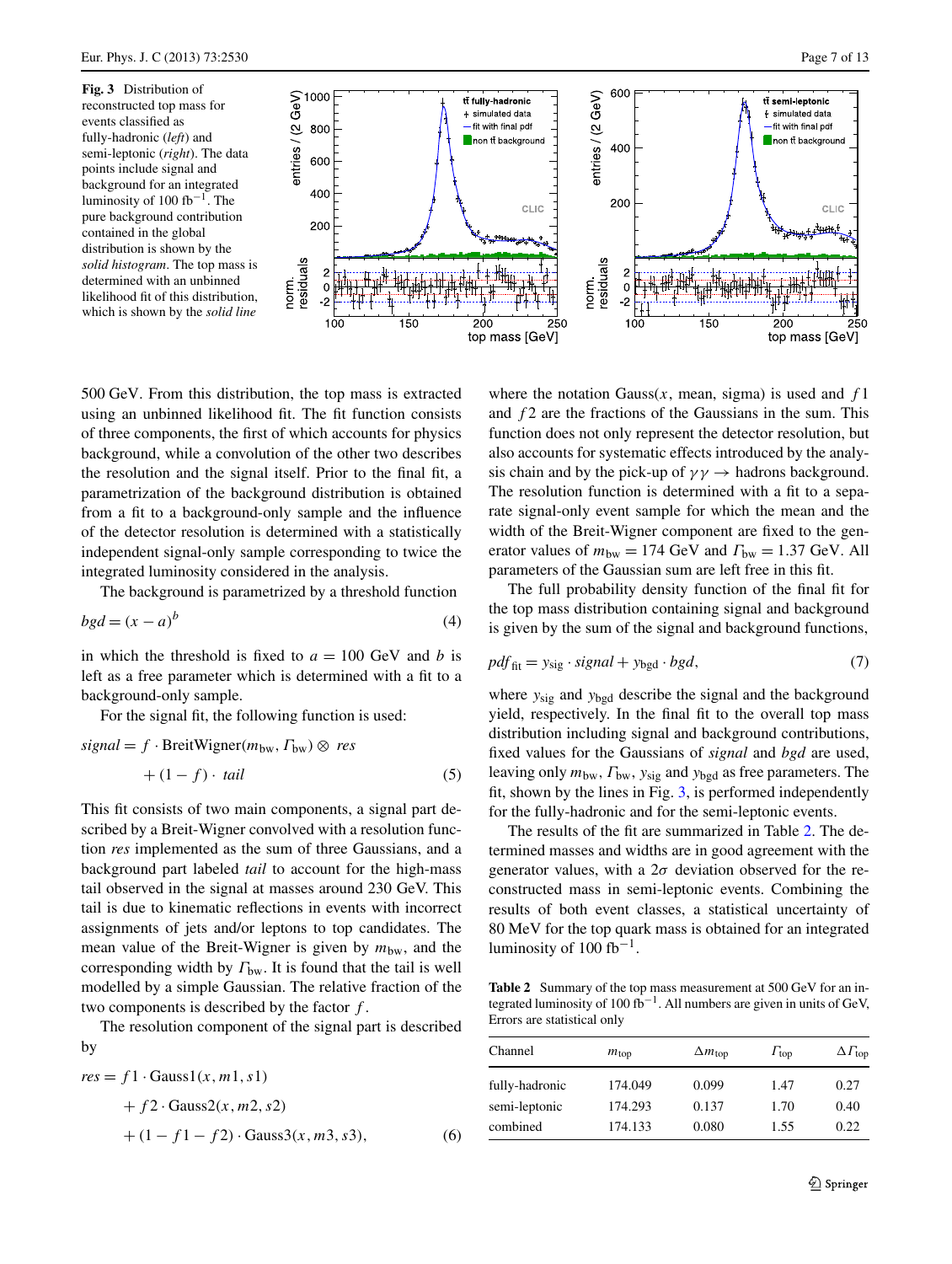**Fig. 3** Distribution of reconstructed top mass for events classified as fully-hadronic (*left*) and semi-leptonic (*right*). The data points include signal and background for an integrated luminosity of 100 fb$^{-1}$. The pure background contribution contained in the global distribution is shown by the *solid histogram*. The top mass is determined with an unbinned likelihood fit of this distribution, which is shown by the *solid line*

500 GeV. From this distribution, the top mass is extracted using an unbinned likelihood fit. The fit function consists of three components, the first of which accounts for physics background, while a convolution of the other two describes the resolution and the signal itself. Prior to the final fit, a parametrization of the background distribution is obtained from a fit to a background-only sample and the influence of the detector resolution is determined with a statistically independent signal-only sample corresponding to twice the integrated luminosity considered in the analysis.

The background is parametrized by a threshold function

$$bgd = (x - a)^b \tag{4}$$

in which the threshold is fixed to $a = 100$ GeV and $b$ is left as a free parameter which is determined with a fit to a background-only sample.

For the signal fit, the following function is used:

$$signal = f \cdot \text{BreitWigner}(m_{\text{bw}}, \Gamma_{\text{bw}}) \otimes res + (1 - f) \cdot tail \tag{5}$$

This fit consists of two main components, a signal part described by a Breit-Wigner convolved with a resolution function *res* implemented as the sum of three Gaussians, and a background part labeled *tail* to account for the high-mass tail observed in the signal at masses around 230 GeV. This tail is due to kinematic reflections in events with incorrect assignments of jets and/or leptons to top candidates. The mean value of the Breit-Wigner is given by $m_{\text{bw}}$, and the corresponding width by $\Gamma_{\text{bw}}$. It is found that the tail is well modelled by a simple Gaussian. The relative fraction of the two components is described by the factor $f$.

The resolution component of the signal part is described by

$$\begin{aligned} res = {} & f1 \cdot \text{Gauss1}(x, m1, s1) \\ & + f2 \cdot \text{Gauss2}(x, m2, s2) \\ & + (1 - f1 - f2) \cdot \text{Gauss3}(x, m3, s3), \end{aligned} \tag{6}$$

where the notation Gauss($x$, mean, sigma) is used and $f1$ and $f2$ are the fractions of the Gaussians in the sum. This function does not only represent the detector resolution, but also accounts for systematic effects introduced by the analysis chain and by the pick-up of $\gamma\gamma \to$ hadrons background. The resolution function is determined with a fit to a separate signal-only event sample for which the mean and the width of the Breit-Wigner component are fixed to the generator values of $m_{\text{bw}} = 174$ GeV and $\Gamma_{\text{bw}} = 1.37$ GeV. All parameters of the Gaussian sum are left free in this fit.

The full probability density function of the final fit for the top mass distribution containing signal and background is given by the sum of the signal and background functions,

$$pdf_{\text{fit}} = y_{\text{sig}} \cdot signal + y_{\text{bgd}} \cdot bgd, \tag{7}$$

where $y_{\text{sig}}$ and $y_{\text{bgd}}$ describe the signal and the background yield, respectively. In the final fit to the overall top mass distribution including signal and background contributions, fixed values for the Gaussians of *signal* and *bgd* are used, leaving only $m_{\text{bw}}$, $\Gamma_{\text{bw}}$, $y_{\text{sig}}$ and $y_{\text{bgd}}$ as free parameters. The fit, shown by the lines in Fig. 3, is performed independently for the fully-hadronic and for the semi-leptonic events.

The results of the fit are summarized in Table 2. The determined masses and widths are in good agreement with the generator values, with a $2\sigma$ deviation observed for the reconstructed mass in semi-leptonic events. Combining the results of both event classes, a statistical uncertainty of 80 MeV for the top quark mass is obtained for an integrated luminosity of 100 fb$^{-1}$.

**Table 2** Summary of the top mass measurement at 500 GeV for an integrated luminosity of 100 fb$^{-1}$. All numbers are given in units of GeV, Errors are statistical only

| Channel | $m_{\text{top}}$ | $\Delta m_{\text{top}}$ | $\Gamma_{\text{top}}$ | $\Delta\Gamma_{\text{top}}$ |
|---|---|---|---|---|
| fully-hadronic | 174.049 | 0.099 | 1.47 | 0.27 |
| semi-leptonic | 174.293 | 0.137 | 1.70 | 0.40 |
| combined | 174.133 | 0.080 | 1.55 | 0.22 |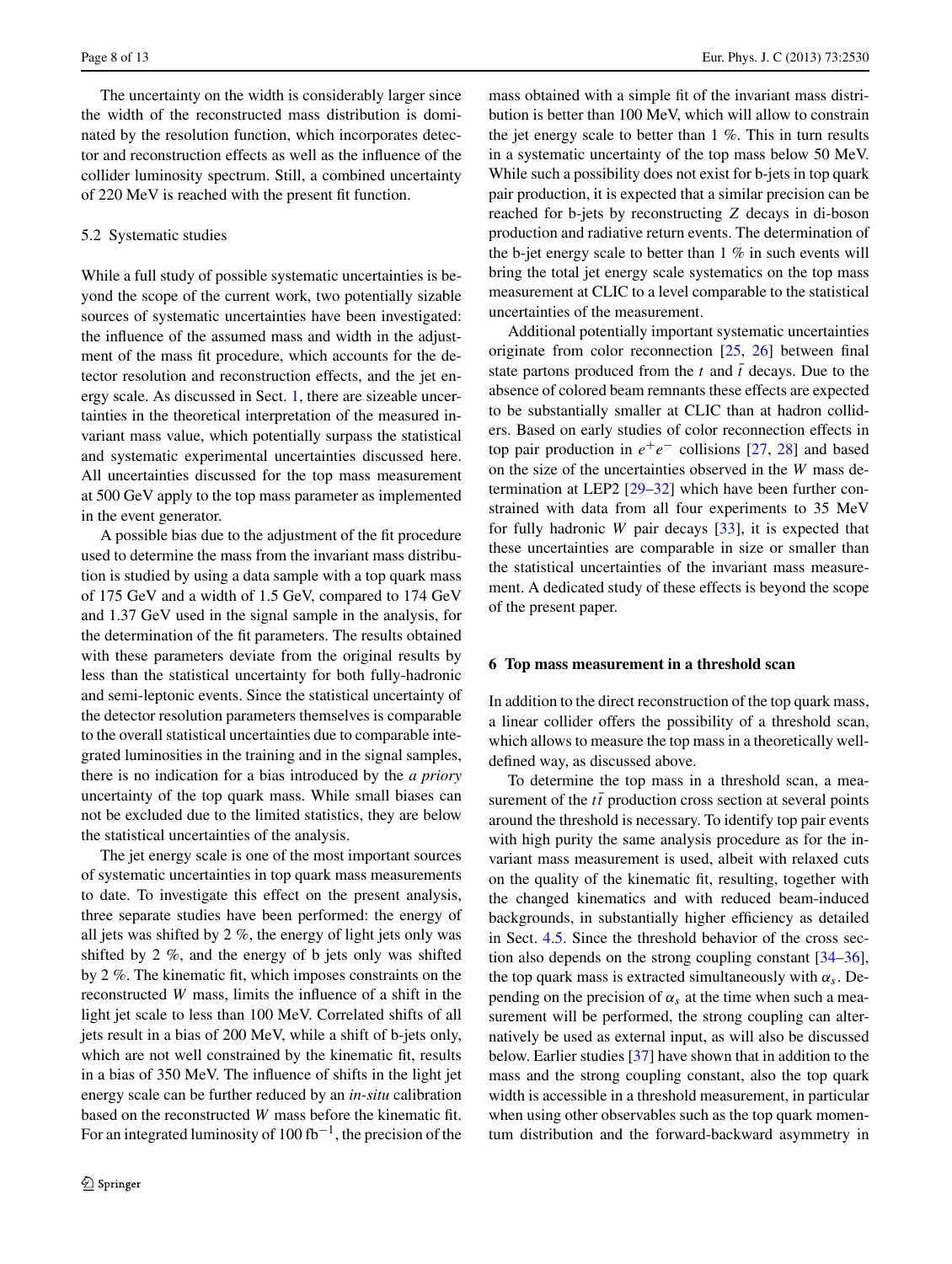The uncertainty on the width is considerably larger since the width of the reconstructed mass distribution is dominated by the resolution function, which incorporates detector and reconstruction effects as well as the influence of the collider luminosity spectrum. Still, a combined uncertainty of 220 MeV is reached with the present fit function.

### 5.2 Systematic studies

While a full study of possible systematic uncertainties is beyond the scope of the current work, two potentially sizable sources of systematic uncertainties have been investigated: the influence of the assumed mass and width in the adjustment of the mass fit procedure, which accounts for the detector resolution and reconstruction effects, and the jet energy scale. As discussed in Sect. 1, there are sizeable uncertainties in the theoretical interpretation of the measured invariant mass value, which potentially surpass the statistical and systematic experimental uncertainties discussed here. All uncertainties discussed for the top mass measurement at 500 GeV apply to the top mass parameter as implemented in the event generator.

A possible bias due to the adjustment of the fit procedure used to determine the mass from the invariant mass distribution is studied by using a data sample with a top quark mass of 175 GeV and a width of 1.5 GeV, compared to 174 GeV and 1.37 GeV used in the signal sample in the analysis, for the determination of the fit parameters. The results obtained with these parameters deviate from the original results by less than the statistical uncertainty for both fully-hadronic and semi-leptonic events. Since the statistical uncertainty of the detector resolution parameters themselves is comparable to the overall statistical uncertainties due to comparable integrated luminosities in the training and in the signal samples, there is no indication for a bias introduced by the *a priory* uncertainty of the top quark mass. While small biases can not be excluded due to the limited statistics, they are below the statistical uncertainties of the analysis.

The jet energy scale is one of the most important sources of systematic uncertainties in top quark mass measurements to date. To investigate this effect on the present analysis, three separate studies have been performed: the energy of all jets was shifted by 2 %, the energy of light jets only was shifted by 2 %, and the energy of b jets only was shifted by 2 %. The kinematic fit, which imposes constraints on the reconstructed $W$ mass, limits the influence of a shift in the light jet scale to less than 100 MeV. Correlated shifts of all jets result in a bias of 200 MeV, while a shift of b-jets only, which are not well constrained by the kinematic fit, results in a bias of 350 MeV. The influence of shifts in the light jet energy scale can be further reduced by an *in-situ* calibration based on the reconstructed $W$ mass before the kinematic fit. For an integrated luminosity of 100 $\text{fb}^{-1}$, the precision of the mass obtained with a simple fit of the invariant mass distribution is better than 100 MeV, which will allow to constrain the jet energy scale to better than 1 %. This in turn results in a systematic uncertainty of the top mass below 50 MeV. While such a possibility does not exist for b-jets in top quark pair production, it is expected that a similar precision can be reached for b-jets by reconstructing $Z$ decays in di-boson production and radiative return events. The determination of the b-jet energy scale to better than 1 % in such events will bring the total jet energy scale systematics on the top mass measurement at CLIC to a level comparable to the statistical uncertainties of the measurement.

Additional potentially important systematic uncertainties originate from color reconnection [25, 26] between final state partons produced from the $t$ and $\bar{t}$ decays. Due to the absence of colored beam remnants these effects are expected to be substantially smaller at CLIC than at hadron colliders. Based on early studies of color reconnection effects in top pair production in $e^+e^-$ collisions [27, 28] and based on the size of the uncertainties observed in the $W$ mass determination at LEP2 [29–32] which have been further constrained with data from all four experiments to 35 MeV for fully hadronic $W$ pair decays [33], it is expected that these uncertainties are comparable in size or smaller than the statistical uncertainties of the invariant mass measurement. A dedicated study of these effects is beyond the scope of the present paper.

## 6 Top mass measurement in a threshold scan

In addition to the direct reconstruction of the top quark mass, a linear collider offers the possibility of a threshold scan, which allows to measure the top mass in a theoretically well-defined way, as discussed above.

To determine the top mass in a threshold scan, a measurement of the $t\bar{t}$ production cross section at several points around the threshold is necessary. To identify top pair events with high purity the same analysis procedure as for the invariant mass measurement is used, albeit with relaxed cuts on the quality of the kinematic fit, resulting, together with the changed kinematics and with reduced beam-induced backgrounds, in substantially higher efficiency as detailed in Sect. 4.5. Since the threshold behavior of the cross section also depends on the strong coupling constant [34–36], the top quark mass is extracted simultaneously with $\alpha_s$. Depending on the precision of $\alpha_s$ at the time when such a measurement will be performed, the strong coupling can alternatively be used as external input, as will also be discussed below. Earlier studies [37] have shown that in addition to the mass and the strong coupling constant, also the top quark width is accessible in a threshold measurement, in particular when using other observables such as the top quark momentum distribution and the forward-backward asymmetry in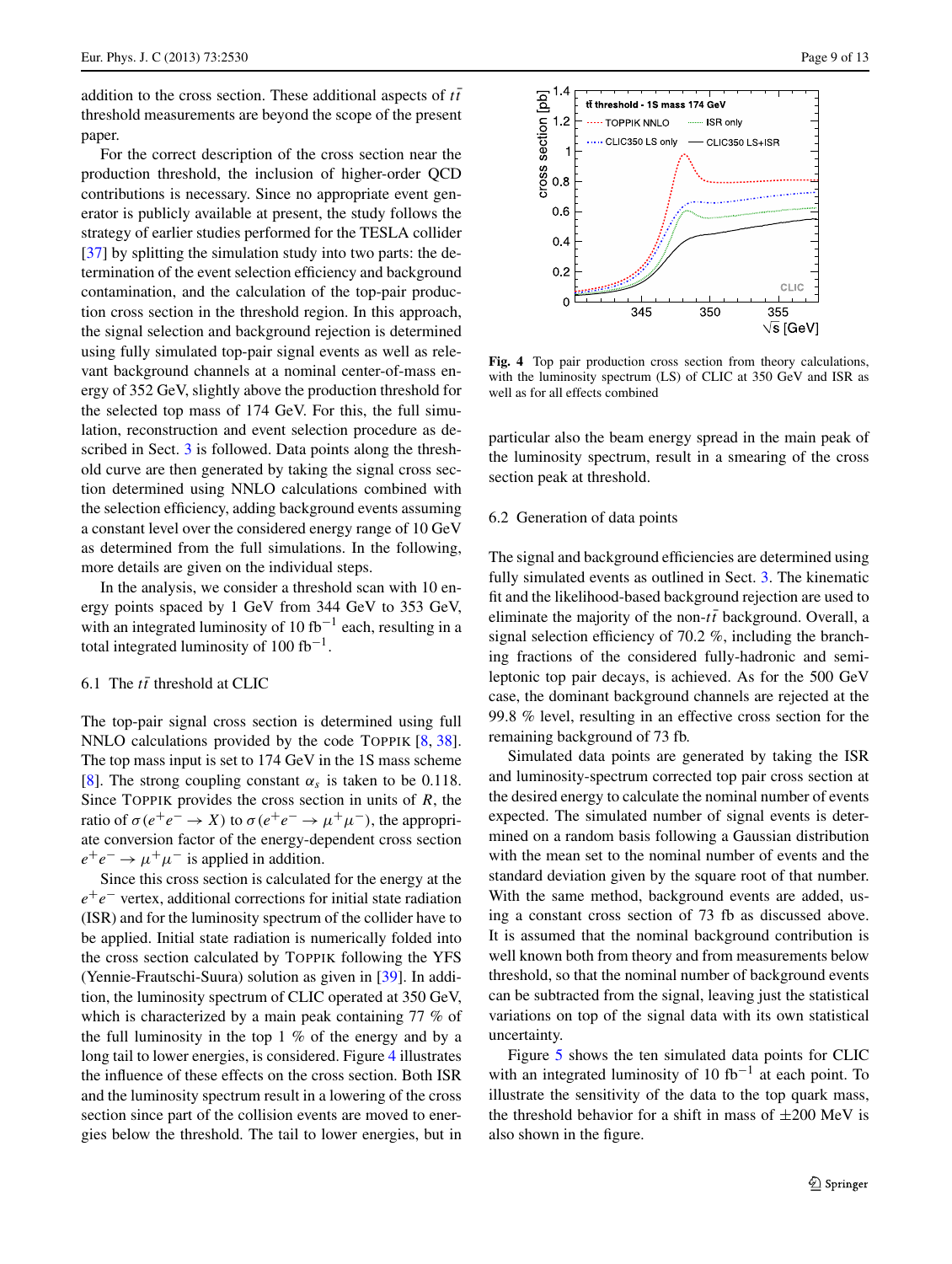addition to the cross section. These additional aspects of $t\bar{t}$ threshold measurements are beyond the scope of the present paper.

For the correct description of the cross section near the production threshold, the inclusion of higher-order QCD contributions is necessary. Since no appropriate event generator is publicly available at present, the study follows the strategy of earlier studies performed for the TESLA collider [37] by splitting the simulation study into two parts: the determination of the event selection efficiency and background contamination, and the calculation of the top-pair production cross section in the threshold region. In this approach, the signal selection and background rejection is determined using fully simulated top-pair signal events as well as relevant background channels at a nominal center-of-mass energy of 352 GeV, slightly above the production threshold for the selected top mass of 174 GeV. For this, the full simulation, reconstruction and event selection procedure as described in Sect. 3 is followed. Data points along the threshold curve are then generated by taking the signal cross section determined using NNLO calculations combined with the selection efficiency, adding background events assuming a constant level over the considered energy range of 10 GeV as determined from the full simulations. In the following, more details are given on the individual steps.

In the analysis, we consider a threshold scan with 10 energy points spaced by 1 GeV from 344 GeV to 353 GeV, with an integrated luminosity of 10 $\mathrm{fb}^{-1}$ each, resulting in a total integrated luminosity of 100 $\mathrm{fb}^{-1}$.

### 6.1 The $t\bar{t}$ threshold at CLIC

The top-pair signal cross section is determined using full NNLO calculations provided by the code TOPPIK [8, 38]. The top mass input is set to 174 GeV in the 1S mass scheme [8]. The strong coupling constant $\alpha_s$ is taken to be 0.118. Since TOPPIK provides the cross section in units of $R$, the ratio of $\sigma(e^+e^- \to X)$ to $\sigma(e^+e^- \to \mu^+\mu^-)$, the appropriate conversion factor of the energy-dependent cross section $e^+e^- \to \mu^+\mu^-$ is applied in addition.

Since this cross section is calculated for the energy at the $e^+e^-$ vertex, additional corrections for initial state radiation (ISR) and for the luminosity spectrum of the collider have to be applied. Initial state radiation is numerically folded into the cross section calculated by TOPPIK following the YFS (Yennie-Frautschi-Suura) solution as given in [39]. In addition, the luminosity spectrum of CLIC operated at 350 GeV, which is characterized by a main peak containing 77 % of the full luminosity in the top 1 % of the energy and by a long tail to lower energies, is considered. Figure 4 illustrates the influence of these effects on the cross section. Both ISR and the luminosity spectrum result in a lowering of the cross section since part of the collision events are moved to energies below the threshold. The tail to lower energies, but in particular also the beam energy spread in the main peak of the luminosity spectrum, result in a smearing of the cross section peak at threshold.

**Fig. 4** Top pair production cross section from theory calculations, with the luminosity spectrum (LS) of CLIC at 350 GeV and ISR as well as for all effects combined

### 6.2 Generation of data points

The signal and background efficiencies are determined using fully simulated events as outlined in Sect. 3. The kinematic fit and the likelihood-based background rejection are used to eliminate the majority of the non-$t\bar{t}$ background. Overall, a signal selection efficiency of 70.2 %, including the branching fractions of the considered fully-hadronic and semi-leptonic top pair decays, is achieved. As for the 500 GeV case, the dominant background channels are rejected at the 99.8 % level, resulting in an effective cross section for the remaining background of 73 fb.

Simulated data points are generated by taking the ISR and luminosity-spectrum corrected top pair cross section at the desired energy to calculate the nominal number of events expected. The simulated number of signal events is determined on a random basis following a Gaussian distribution with the mean set to the nominal number of events and the standard deviation given by the square root of that number. With the same method, background events are added, using a constant cross section of 73 fb as discussed above. It is assumed that the nominal background contribution is well known both from theory and from measurements below threshold, so that the nominal number of background events can be subtracted from the signal, leaving just the statistical variations on top of the signal data with its own statistical uncertainty.

Figure 5 shows the ten simulated data points for CLIC with an integrated luminosity of 10 $\mathrm{fb}^{-1}$ at each point. To illustrate the sensitivity of the data to the top quark mass, the threshold behavior for a shift in mass of $\pm 200$ MeV is also shown in the figure.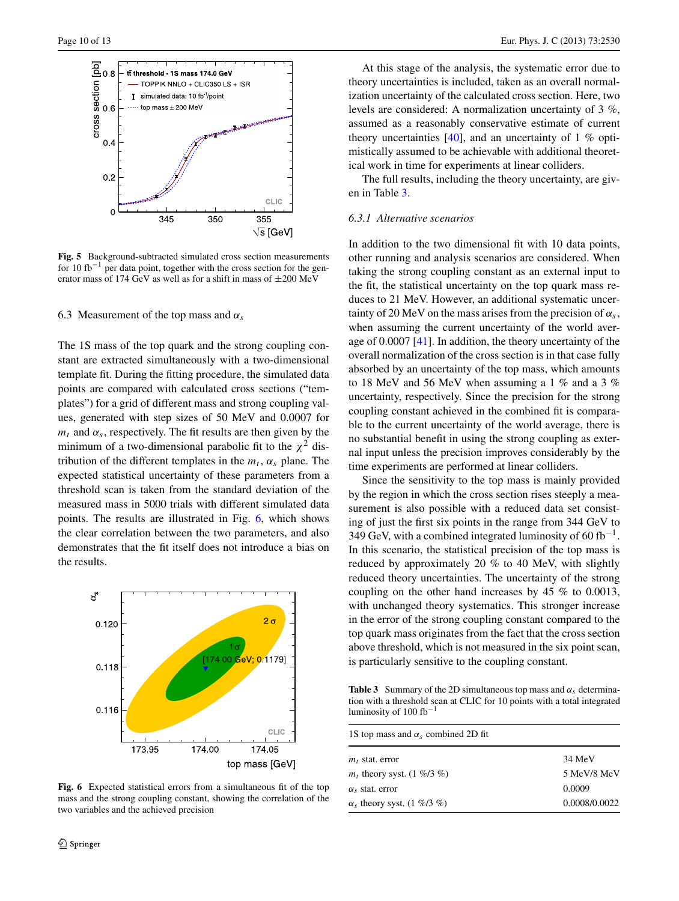Fig. 5 Background-subtracted simulated cross section measurements for 10 fb$^{-1}$ per data point, together with the cross section for the generator mass of 174 GeV as well as for a shift in mass of ±200 MeV

### 6.3 Measurement of the top mass and $\alpha_s$

The 1S mass of the top quark and the strong coupling constant are extracted simultaneously with a two-dimensional template fit. During the fitting procedure, the simulated data points are compared with calculated cross sections ("templates") for a grid of different mass and strong coupling values, generated with step sizes of 50 MeV and 0.0007 for $m_t$ and $\alpha_s$, respectively. The fit results are then given by the minimum of a two-dimensional parabolic fit to the $\chi^2$ distribution of the different templates in the $m_t$, $\alpha_s$ plane. The expected statistical uncertainty of these parameters from a threshold scan is taken from the standard deviation of the measured mass in 5000 trials with different simulated data points. The results are illustrated in Fig. 6, which shows the clear correlation between the two parameters, and also demonstrates that the fit itself does not introduce a bias on the results.

Fig. 6 Expected statistical errors from a simultaneous fit of the top mass and the strong coupling constant, showing the correlation of the two variables and the achieved precision

At this stage of the analysis, the systematic error due to theory uncertainties is included, taken as an overall normalization uncertainty of the calculated cross section. Here, two levels are considered: A normalization uncertainty of 3 %, assumed as a reasonably conservative estimate of current theory uncertainties [40], and an uncertainty of 1 % optimistically assumed to be achievable with additional theoretical work in time for experiments at linear colliders.

The full results, including the theory uncertainty, are given in Table 3.

#### 6.3.1 Alternative scenarios

In addition to the two dimensional fit with 10 data points, other running and analysis scenarios are considered. When taking the strong coupling constant as an external input to the fit, the statistical uncertainty on the top quark mass reduces to 21 MeV. However, an additional systematic uncertainty of 20 MeV on the mass arises from the precision of $\alpha_s$, when assuming the current uncertainty of the world average of 0.0007 [41]. In addition, the theory uncertainty of the overall normalization of the cross section is in that case fully absorbed by an uncertainty of the top mass, which amounts to 18 MeV and 56 MeV when assuming a 1 % and a 3 % uncertainty, respectively. Since the precision for the strong coupling constant achieved in the combined fit is comparable to the current uncertainty of the world average, there is no substantial benefit in using the strong coupling as external input unless the precision improves considerably by the time experiments are performed at linear colliders.

Since the sensitivity to the top mass is mainly provided by the region in which the cross section rises steeply a measurement is also possible with a reduced data set consisting of just the first six points in the range from 344 GeV to 349 GeV, with a combined integrated luminosity of 60 fb$^{-1}$. In this scenario, the statistical precision of the top mass is reduced by approximately 20 % to 40 MeV, with slightly reduced theory uncertainties. The uncertainty of the strong coupling on the other hand increases by 45 % to 0.0013, with unchanged theory systematics. This stronger increase in the error of the strong coupling constant compared to the top quark mass originates from the fact that the cross section above threshold, which is not measured in the six point scan, is particularly sensitive to the coupling constant.

**Table 3** Summary of the 2D simultaneous top mass and $\alpha_s$ determination with a threshold scan at CLIC for 10 points with a total integrated luminosity of 100 fb$^{-1}$

| 1S top mass and $\alpha_s$ combined 2D fit | |
|---|---|
| $m_t$ stat. error | 34 MeV |
| $m_t$ theory syst. (1 %/3 %) | 5 MeV/8 MeV |
| $\alpha_s$ stat. error | 0.0009 |
| $\alpha_s$ theory syst. (1 %/3 %) | 0.0008/0.0022 |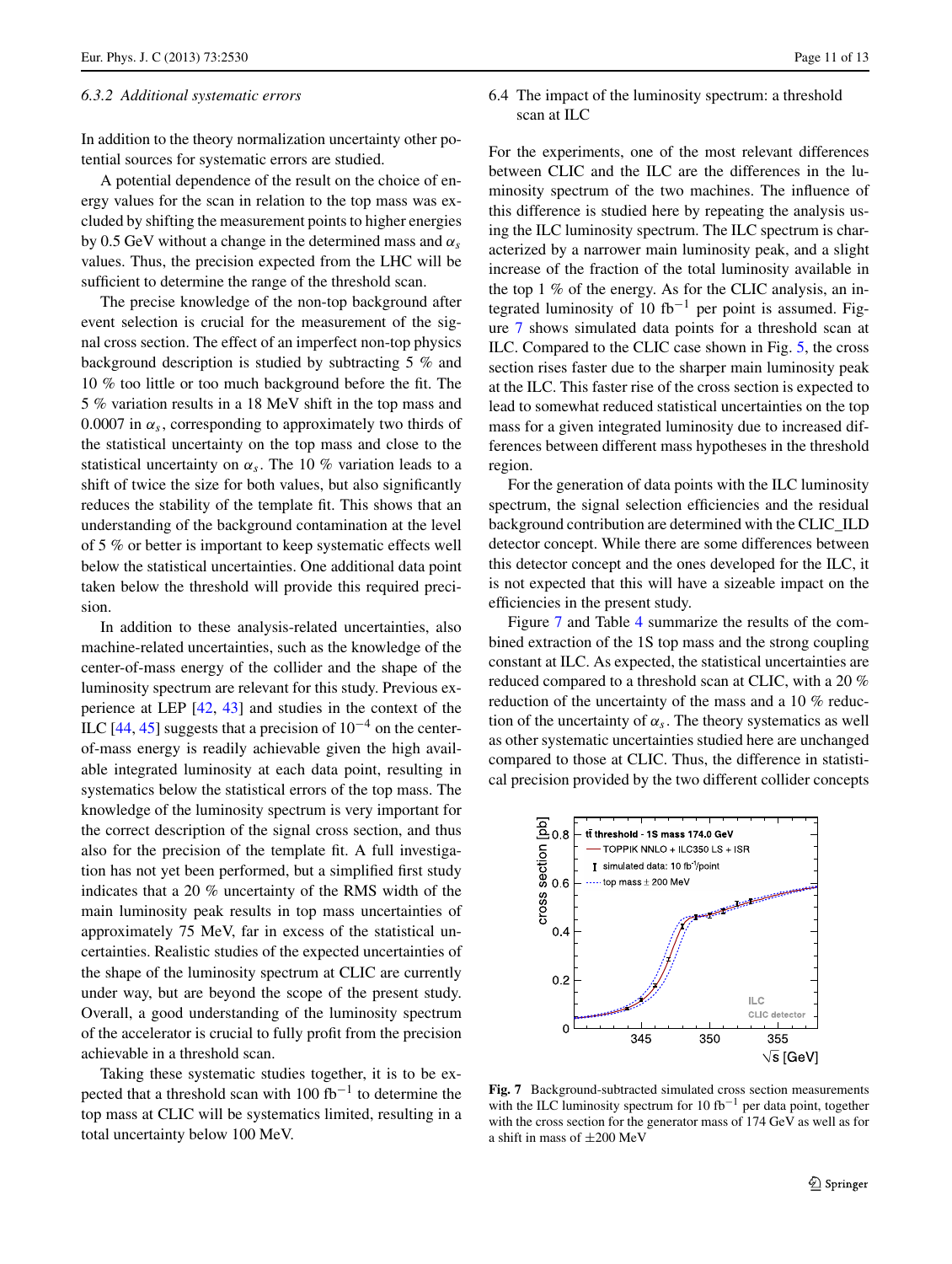#### 6.3.2 Additional systematic errors

In addition to the theory normalization uncertainty other potential sources for systematic errors are studied.

A potential dependence of the result on the choice of energy values for the scan in relation to the top mass was excluded by shifting the measurement points to higher energies by 0.5 GeV without a change in the determined mass and $\alpha_s$ values. Thus, the precision expected from the LHC will be sufficient to determine the range of the threshold scan.

The precise knowledge of the non-top background after event selection is crucial for the measurement of the signal cross section. The effect of an imperfect non-top physics background description is studied by subtracting 5 % and 10 % too little or too much background before the fit. The 5 % variation results in a 18 MeV shift in the top mass and 0.0007 in $\alpha_s$, corresponding to approximately two thirds of the statistical uncertainty on the top mass and close to the statistical uncertainty on $\alpha_s$. The 10 % variation leads to a shift of twice the size for both values, but also significantly reduces the stability of the template fit. This shows that an understanding of the background contamination at the level of 5 % or better is important to keep systematic effects well below the statistical uncertainties. One additional data point taken below the threshold will provide this required precision.

In addition to these analysis-related uncertainties, also machine-related uncertainties, such as the knowledge of the center-of-mass energy of the collider and the shape of the luminosity spectrum are relevant for this study. Previous experience at LEP [42, 43] and studies in the context of the ILC [44, 45] suggests that a precision of $10^{-4}$ on the center-of-mass energy is readily achievable given the high available integrated luminosity at each data point, resulting in systematics below the statistical errors of the top mass. The knowledge of the luminosity spectrum is very important for the correct description of the signal cross section, and thus also for the precision of the template fit. A full investigation has not yet been performed, but a simplified first study indicates that a 20 % uncertainty of the RMS width of the main luminosity peak results in top mass uncertainties of approximately 75 MeV, far in excess of the statistical uncertainties. Realistic studies of the expected uncertainties of the shape of the luminosity spectrum at CLIC are currently under way, but are beyond the scope of the present study. Overall, a good understanding of the luminosity spectrum of the accelerator is crucial to fully profit from the precision achievable in a threshold scan.

Taking these systematic studies together, it is to be expected that a threshold scan with 100 $\text{fb}^{-1}$ to determine the top mass at CLIC will be systematics limited, resulting in a total uncertainty below 100 MeV.

### 6.4 The impact of the luminosity spectrum: a threshold scan at ILC

For the experiments, one of the most relevant differences between CLIC and the ILC are the differences in the luminosity spectrum of the two machines. The influence of this difference is studied here by repeating the analysis using the ILC luminosity spectrum. The ILC spectrum is characterized by a narrower main luminosity peak, and a slight increase of the fraction of the total luminosity available in the top 1 % of the energy. As for the CLIC analysis, an integrated luminosity of 10 $\text{fb}^{-1}$ per point is assumed. Figure 7 shows simulated data points for a threshold scan at ILC. Compared to the CLIC case shown in Fig. 5, the cross section rises faster due to the sharper main luminosity peak at the ILC. This faster rise of the cross section is expected to lead to somewhat reduced statistical uncertainties on the top mass for a given integrated luminosity due to increased differences between different mass hypotheses in the threshold region.

For the generation of data points with the ILC luminosity spectrum, the signal selection efficiencies and the residual background contribution are determined with the CLIC_ILD detector concept. While there are some differences between this detector concept and the ones developed for the ILC, it is not expected that this will have a sizeable impact on the efficiencies in the present study.

Figure 7 and Table 4 summarize the results of the combined extraction of the 1S top mass and the strong coupling constant at ILC. As expected, the statistical uncertainties are reduced compared to a threshold scan at CLIC, with a 20 % reduction of the uncertainty of the mass and a 10 % reduction of the uncertainty of $\alpha_s$. The theory systematics as well as other systematic uncertainties studied here are unchanged compared to those at CLIC. Thus, the difference in statistical precision provided by the two different collider concepts

**Fig. 7** Background-subtracted simulated cross section measurements with the ILC luminosity spectrum for 10 $\text{fb}^{-1}$ per data point, together with the cross section for the generator mass of 174 GeV as well as for a shift in mass of ±200 MeV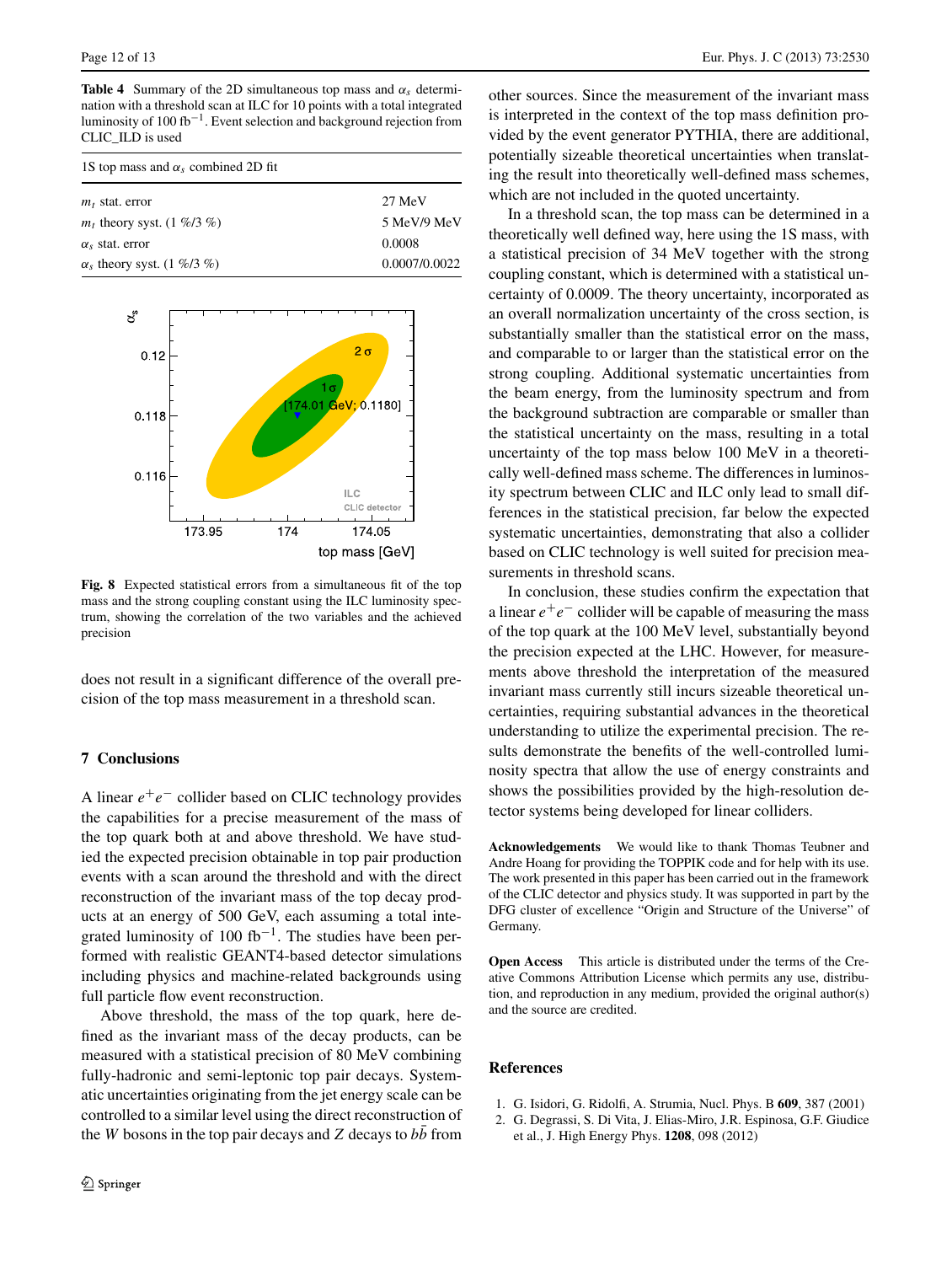**Table 4** Summary of the 2D simultaneous top mass and $\alpha_s$ determination with a threshold scan at ILC for 10 points with a total integrated luminosity of 100 fb$^{-1}$. Event selection and background rejection from CLIC_ILD is used

| 1S top mass and $\alpha_s$ combined 2D fit | |
|---|---|
| $m_t$ stat. error | 27 MeV |
| $m_t$ theory syst. (1 %/3 %) | 5 MeV/9 MeV |
| $\alpha_s$ stat. error | 0.0008 |
| $\alpha_s$ theory syst. (1 %/3 %) | 0.0007/0.0022 |

**Fig. 8** Expected statistical errors from a simultaneous fit of the top mass and the strong coupling constant using the ILC luminosity spectrum, showing the correlation of the two variables and the achieved precision

does not result in a significant difference of the overall precision of the top mass measurement in a threshold scan.

## 7 Conclusions

A linear $e^+e^-$ collider based on CLIC technology provides the capabilities for a precise measurement of the mass of the top quark both at and above threshold. We have studied the expected precision obtainable in top pair production events with a scan around the threshold and with the direct reconstruction of the invariant mass of the top decay products at an energy of 500 GeV, each assuming a total integrated luminosity of 100 fb$^{-1}$. The studies have been performed with realistic GEANT4-based detector simulations including physics and machine-related backgrounds using full particle flow event reconstruction.

Above threshold, the mass of the top quark, here defined as the invariant mass of the decay products, can be measured with a statistical precision of 80 MeV combining fully-hadronic and semi-leptonic top pair decays. Systematic uncertainties originating from the jet energy scale can be controlled to a similar level using the direct reconstruction of the $W$ bosons in the top pair decays and $Z$ decays to $b\bar{b}$ from other sources. Since the measurement of the invariant mass is interpreted in the context of the top mass definition provided by the event generator PYTHIA, there are additional, potentially sizeable theoretical uncertainties when translating the result into theoretically well-defined mass schemes, which are not included in the quoted uncertainty.

In a threshold scan, the top mass can be determined in a theoretically well defined way, here using the 1S mass, with a statistical precision of 34 MeV together with the strong coupling constant, which is determined with a statistical uncertainty of 0.0009. The theory uncertainty, incorporated as an overall normalization uncertainty of the cross section, is substantially smaller than the statistical error on the mass, and comparable to or larger than the statistical error on the strong coupling. Additional systematic uncertainties from the beam energy, from the luminosity spectrum and from the background subtraction are comparable or smaller than the statistical uncertainty on the mass, resulting in a total uncertainty of the top mass below 100 MeV in a theoretically well-defined mass scheme. The differences in luminosity spectrum between CLIC and ILC only lead to small differences in the statistical precision, far below the expected systematic uncertainties, demonstrating that also a collider based on CLIC technology is well suited for precision measurements in threshold scans.

In conclusion, these studies confirm the expectation that a linear $e^+e^-$ collider will be capable of measuring the mass of the top quark at the 100 MeV level, substantially beyond the precision expected at the LHC. However, for measurements above threshold the interpretation of the measured invariant mass currently still incurs sizeable theoretical uncertainties, requiring substantial advances in the theoretical understanding to utilize the experimental precision. The results demonstrate the benefits of the well-controlled luminosity spectra that allow the use of energy constraints and shows the possibilities provided by the high-resolution detector systems being developed for linear colliders.

**Acknowledgements** We would like to thank Thomas Teubner and Andre Hoang for providing the TOPPIK code and for help with its use. The work presented in this paper has been carried out in the framework of the CLIC detector and physics study. It was supported in part by the DFG cluster of excellence "Origin and Structure of the Universe" of Germany.

**Open Access** This article is distributed under the terms of the Creative Commons Attribution License which permits any use, distribution, and reproduction in any medium, provided the original author(s) and the source are credited.

## References

1. G. Isidori, G. Ridolfi, A. Strumia, Nucl. Phys. B **609**, 387 (2001)
2. G. Degrassi, S. Di Vita, J. Elias-Miro, J.R. Espinosa, G.F. Giudice et al., J. High Energy Phys. **1208**, 098 (2012)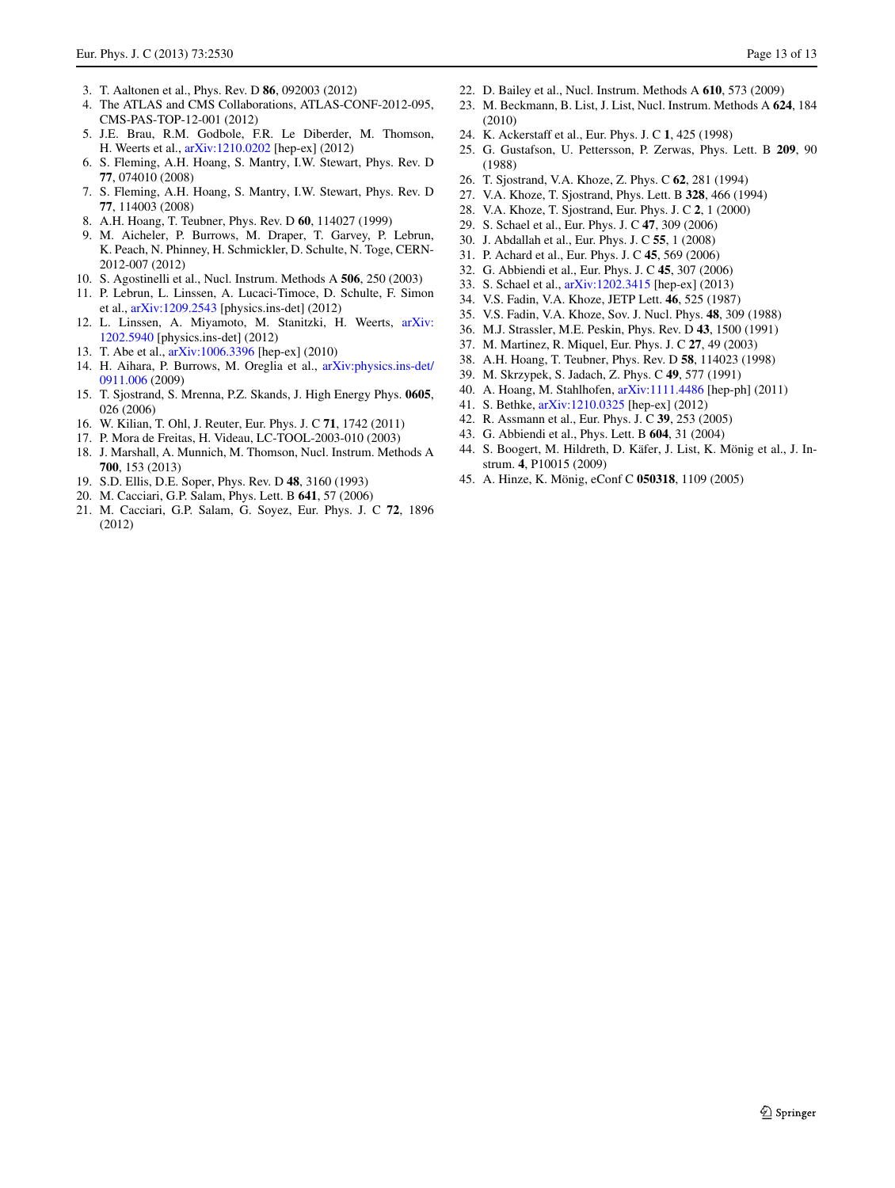3. T. Aaltonen et al., Phys. Rev. D **86**, 092003 (2012)
4. The ATLAS and CMS Collaborations, ATLAS-CONF-2012-095, CMS-PAS-TOP-12-001 (2012)
5. J.E. Brau, R.M. Godbole, F.R. Le Diberder, M. Thomson, H. Weerts et al., arXiv:1210.0202 [hep-ex] (2012)
6. S. Fleming, A.H. Hoang, S. Mantry, I.W. Stewart, Phys. Rev. D **77**, 074010 (2008)
7. S. Fleming, A.H. Hoang, S. Mantry, I.W. Stewart, Phys. Rev. D **77**, 114003 (2008)
8. A.H. Hoang, T. Teubner, Phys. Rev. D **60**, 114027 (1999)
9. M. Aicheler, P. Burrows, M. Draper, T. Garvey, P. Lebrun, K. Peach, N. Phinney, H. Schmickler, D. Schulte, N. Toge, CERN-2012-007 (2012)
10. S. Agostinelli et al., Nucl. Instrum. Methods A **506**, 250 (2003)
11. P. Lebrun, L. Linssen, A. Lucaci-Timoce, D. Schulte, F. Simon et al., arXiv:1209.2543 [physics.ins-det] (2012)
12. L. Linssen, A. Miyamoto, M. Stanitzki, H. Weerts, arXiv:1202.5940 [physics.ins-det] (2012)
13. T. Abe et al., arXiv:1006.3396 [hep-ex] (2010)
14. H. Aihara, P. Burrows, M. Oreglia et al., arXiv:physics.ins-det/0911.006 (2009)
15. T. Sjostrand, S. Mrenna, P.Z. Skands, J. High Energy Phys. **0605**, 026 (2006)
16. W. Kilian, T. Ohl, J. Reuter, Eur. Phys. J. C **71**, 1742 (2011)
17. P. Mora de Freitas, H. Videau, LC-TOOL-2003-010 (2003)
18. J. Marshall, A. Munnich, M. Thomson, Nucl. Instrum. Methods A **700**, 153 (2013)
19. S.D. Ellis, D.E. Soper, Phys. Rev. D **48**, 3160 (1993)
20. M. Cacciari, G.P. Salam, Phys. Lett. B **641**, 57 (2006)
21. M. Cacciari, G.P. Salam, G. Soyez, Eur. Phys. J. C **72**, 1896 (2012)
22. D. Bailey et al., Nucl. Instrum. Methods A **610**, 573 (2009)
23. M. Beckmann, B. List, J. List, Nucl. Instrum. Methods A **624**, 184 (2010)
24. K. Ackerstaff et al., Eur. Phys. J. C **1**, 425 (1998)
25. G. Gustafson, U. Pettersson, P. Zerwas, Phys. Lett. B **209**, 90 (1988)
26. T. Sjostrand, V.A. Khoze, Z. Phys. C **62**, 281 (1994)
27. V.A. Khoze, T. Sjostrand, Phys. Lett. B **328**, 466 (1994)
28. V.A. Khoze, T. Sjostrand, Eur. Phys. J. C **2**, 1 (2000)
29. S. Schael et al., Eur. Phys. J. C **47**, 309 (2006)
30. J. Abdallah et al., Eur. Phys. J. C **55**, 1 (2008)
31. P. Achard et al., Eur. Phys. J. C **45**, 569 (2006)
32. G. Abbiendi et al., Eur. Phys. J. C **45**, 307 (2006)
33. S. Schael et al., arXiv:1202.3415 [hep-ex] (2013)
34. V.S. Fadin, V.A. Khoze, JETP Lett. **46**, 525 (1987)
35. V.S. Fadin, V.A. Khoze, Sov. J. Nucl. Phys. **48**, 309 (1988)
36. M.J. Strassler, M.E. Peskin, Phys. Rev. D **43**, 1500 (1991)
37. M. Martinez, R. Miquel, Eur. Phys. J. C **27**, 49 (2003)
38. A.H. Hoang, T. Teubner, Phys. Rev. D **58**, 114023 (1998)
39. M. Skrzypek, S. Jadach, Z. Phys. C **49**, 577 (1991)
40. A. Hoang, M. Stahlhofen, arXiv:1111.4486 [hep-ph] (2011)
41. S. Bethke, arXiv:1210.0325 [hep-ex] (2012)
42. R. Assmann et al., Eur. Phys. J. C **39**, 253 (2005)
43. G. Abbiendi et al., Phys. Lett. B **604**, 31 (2004)
44. S. Boogert, M. Hildreth, D. Käfer, J. List, K. Mönig et al., J. Instrum. **4**, P10015 (2009)
45. A. Hinze, K. Mönig, eConf C **050318**, 1109 (2005)